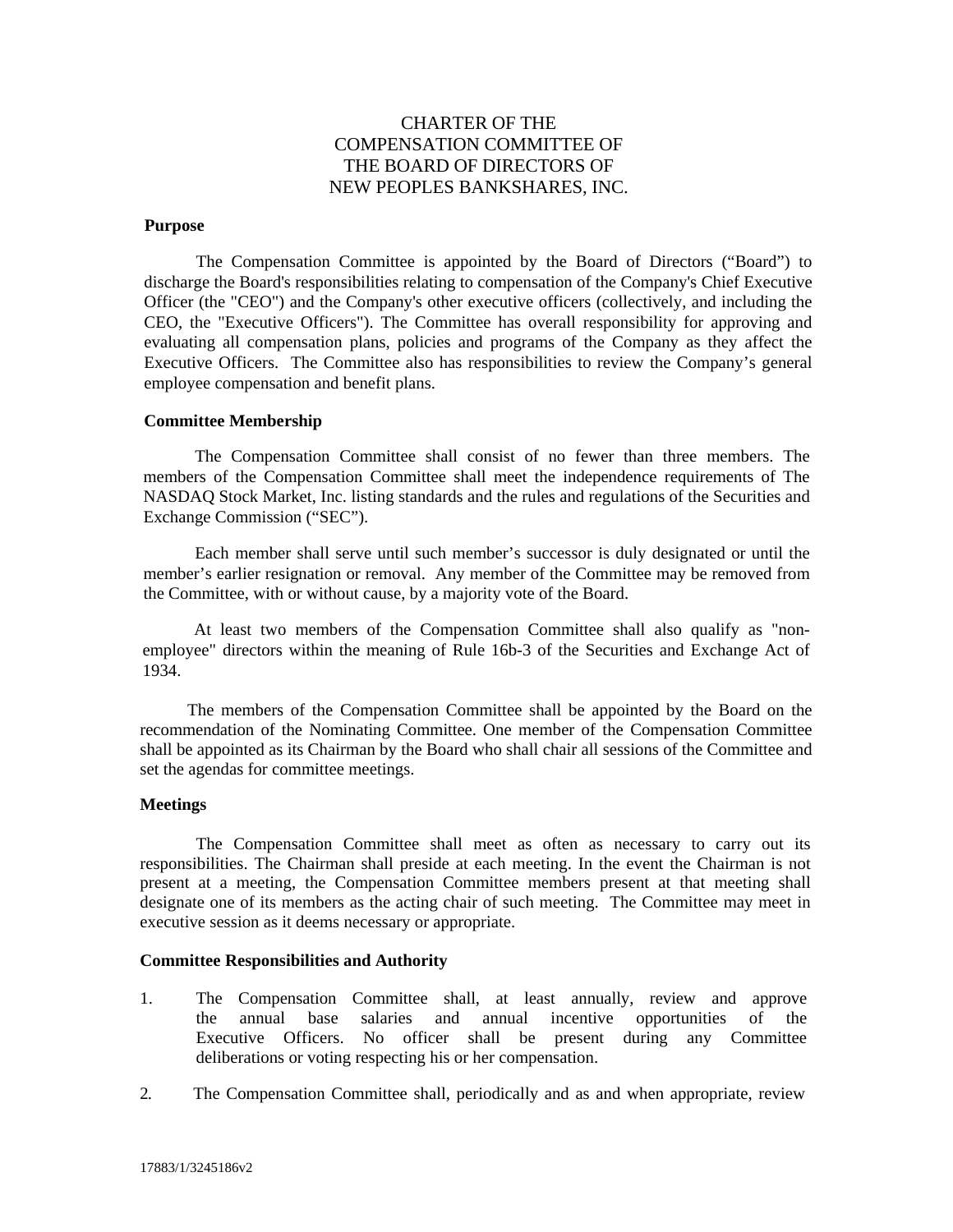# CHARTER OF THE COMPENSATION COMMITTEE OF THE BOARD OF DIRECTORS OF NEW PEOPLES BANKSHARES, INC.

**Purpose**

The Compensation Committee is appointed by the Board of Directors ("Board") to discharge the Board's responsibilities relating to compensation of the Company's Chief Executive Officer (the "CEO") and the Company's other executive officers (collectively, and including the CEO, the "Executive Officers"). The Committee has overall responsibility for approving and evaluating all compensation plans, policies and programs of the Company as they affect the Executive Officers. The Committee also has responsibilities to review the Company's general employee compensation and benefit plans.

**Committee Membership**

The Compensation Committee shall consist of no fewer than three members. The members of the Compensation Committee shall meet the independence requirements of The NASDAQ Stock Market, Inc. listing standards and the rules and regulations of the Securities and Exchange Commission ("SEC").

Each member shall serve until such member's successor is duly designated or until the member's earlier resignation or removal. Any member of the Committee may be removed from the Committee, with or without cause, by a majority vote of the Board.

At least two members of the Compensation Committee shall also qualify as "non-employee" directors within the meaning of Rule 16b-3 of the Securities and Exchange Act of 1934.

The members of the Compensation Committee shall be appointed by the Board on the recommendation of the Nominating Committee. One member of the Compensation Committee shall be appointed as its Chairman by the Board who shall chair all sessions of the Committee and set the agendas for committee meetings.

**Meetings**

The Compensation Committee shall meet as often as necessary to carry out its responsibilities. The Chairman shall preside at each meeting. In the event the Chairman is not present at a meeting, the Compensation Committee members present at that meeting shall designate one of its members as the acting chair of such meeting. The Committee may meet in executive session as it deems necessary or appropriate.

**Committee Responsibilities and Authority**

1. The Compensation Committee shall, at least annually, review and approve the annual base salaries and annual incentive opportunities of the Executive Officers. No officer shall be present during any Committee deliberations or voting respecting his or her compensation.

2. The Compensation Committee shall, periodically and as and when appropriate, review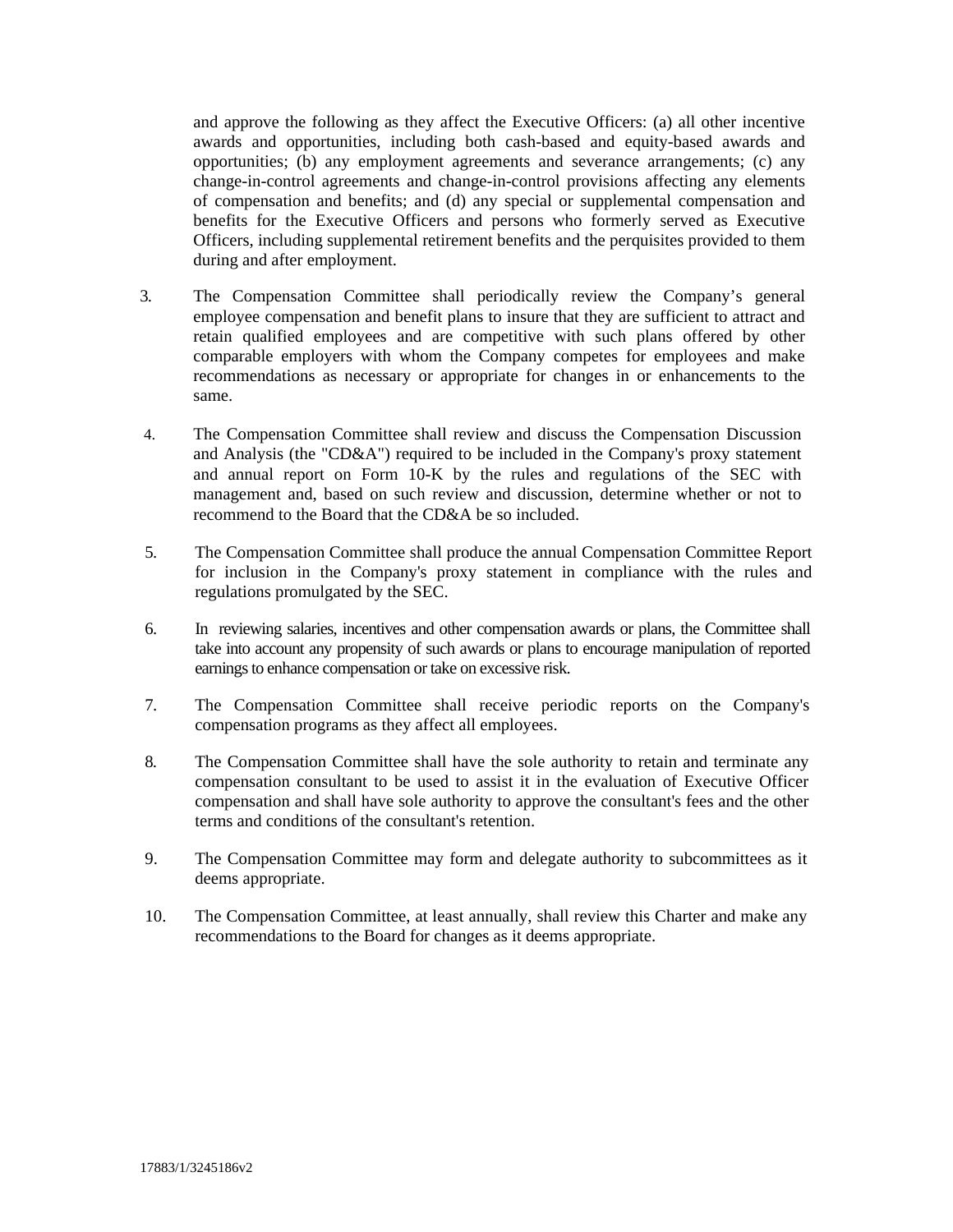and approve the following as they affect the Executive Officers: (a) all other incentive awards and opportunities, including both cash-based and equity-based awards and opportunities; (b) any employment agreements and severance arrangements; (c) any change-in-control agreements and change-in-control provisions affecting any elements of compensation and benefits; and (d) any special or supplemental compensation and benefits for the Executive Officers and persons who formerly served as Executive Officers, including supplemental retirement benefits and the perquisites provided to them during and after employment.

3. The Compensation Committee shall periodically review the Company's general employee compensation and benefit plans to insure that they are sufficient to attract and retain qualified employees and are competitive with such plans offered by other comparable employers with whom the Company competes for employees and make recommendations as necessary or appropriate for changes in or enhancements to the same.

4. The Compensation Committee shall review and discuss the Compensation Discussion and Analysis (the "CD&A") required to be included in the Company's proxy statement and annual report on Form 10-K by the rules and regulations of the SEC with management and, based on such review and discussion, determine whether or not to recommend to the Board that the CD&A be so included.

5. The Compensation Committee shall produce the annual Compensation Committee Report for inclusion in the Company's proxy statement in compliance with the rules and regulations promulgated by the SEC.

6. In reviewing salaries, incentives and other compensation awards or plans, the Committee shall take into account any propensity of such awards or plans to encourage manipulation of reported earnings to enhance compensation or take on excessive risk.

7. The Compensation Committee shall receive periodic reports on the Company's compensation programs as they affect all employees.

8. The Compensation Committee shall have the sole authority to retain and terminate any compensation consultant to be used to assist it in the evaluation of Executive Officer compensation and shall have sole authority to approve the consultant's fees and the other terms and conditions of the consultant's retention.

9. The Compensation Committee may form and delegate authority to subcommittees as it deems appropriate.

10. The Compensation Committee, at least annually, shall review this Charter and make any recommendations to the Board for changes as it deems appropriate.

17883/1/3245186v2